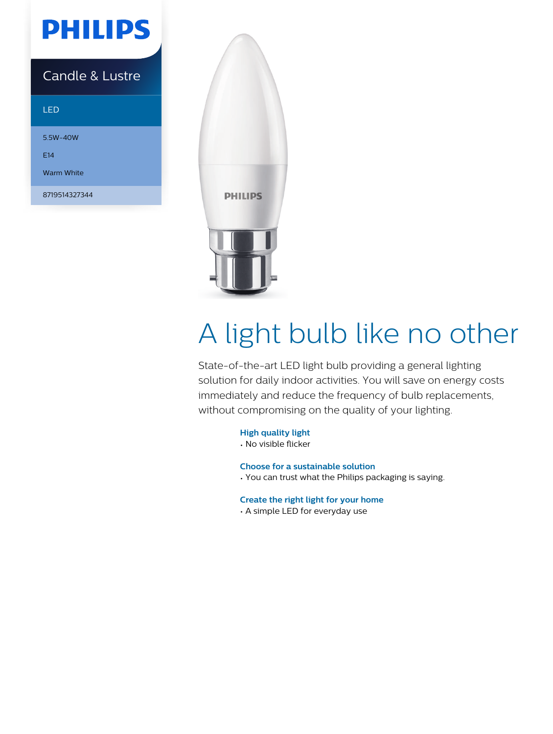PHILIPS

Candle & Lustre

LED

5.5W-40W

E14

Warm White

8719514327344

# A light bulb like no other

State-of-the-art LED light bulb providing a general lighting solution for daily indoor activities. You will save on energy costs immediately and reduce the frequency of bulb replacements, without compromising on the quality of your lighting.

### High quality light

- No visible flicker

### Choose for a sustainable solution

- You can trust what the Philips packaging is saying.

### Create the right light for your home

- A simple LED for everyday use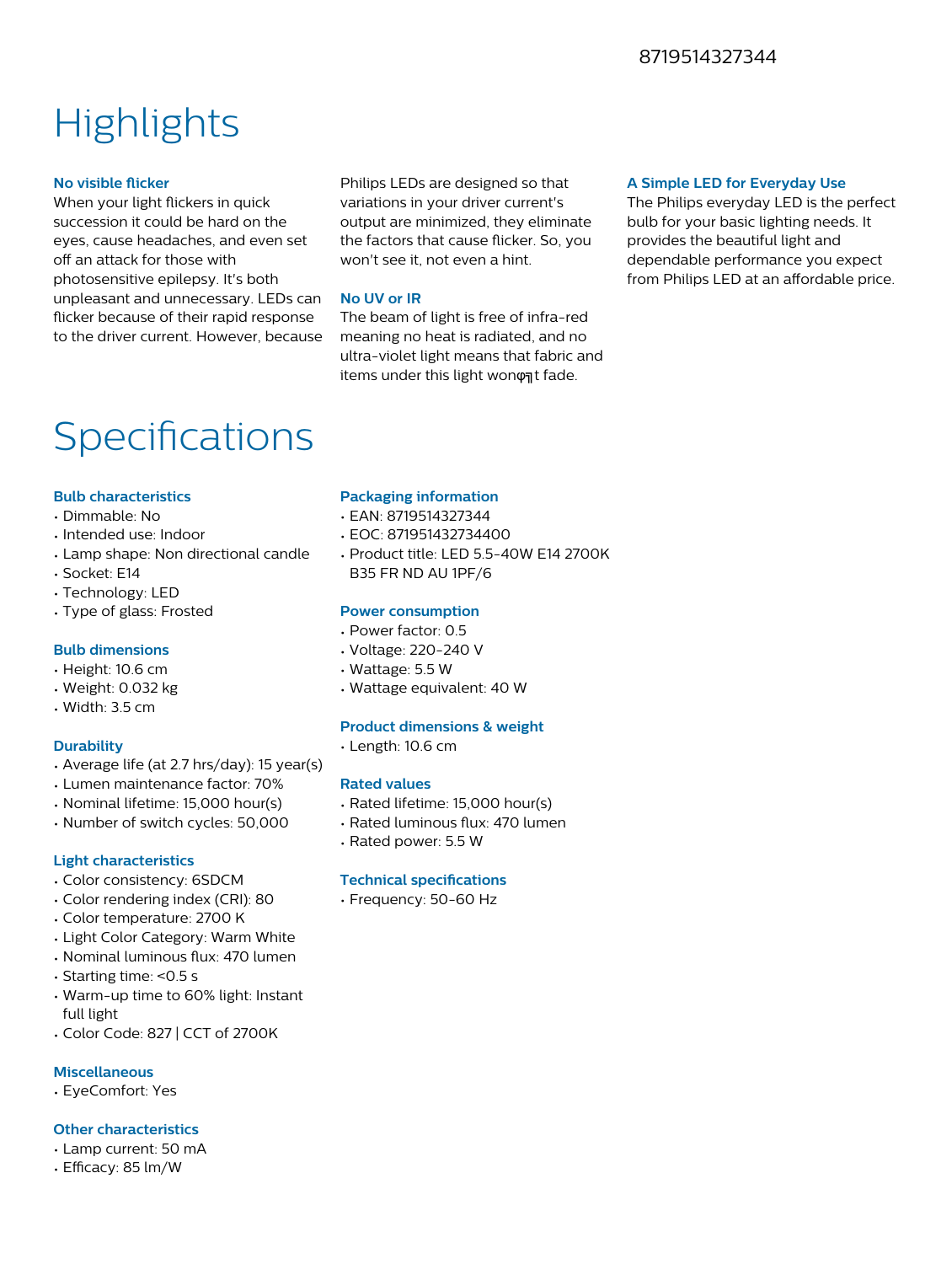8719514327344

# Highlights

### No visible flicker

When your light flickers in quick succession it could be hard on the eyes, cause headaches, and even set off an attack for those with photosensitive epilepsy. It's both unpleasant and unnecessary. LEDs can flicker because of their rapid response to the driver current. However, because Philips LEDs are designed so that variations in your driver current's output are minimized, they eliminate the factors that cause flicker. So, you won't see it, not even a hint.

### No UV or IR

The beam of light is free of infra-red meaning no heat is radiated, and no ultra-violet light means that fabric and items under this light wonφ╗t fade.

### A Simple LED for Everyday Use

The Philips everyday LED is the perfect bulb for your basic lighting needs. It provides the beautiful light and dependable performance you expect from Philips LED at an affordable price.

# Specifications

### Bulb characteristics

- Dimmable: No
- Intended use: Indoor
- Lamp shape: Non directional candle
- Socket: E14
- Technology: LED
- Type of glass: Frosted

### Bulb dimensions

- Height: 10.6 cm
- Weight: 0.032 kg
- Width: 3.5 cm

### Durability

- Average life (at 2.7 hrs/day): 15 year(s)
- Lumen maintenance factor: 70%
- Nominal lifetime: 15,000 hour(s)
- Number of switch cycles: 50,000

### Light characteristics

- Color consistency: 6SDCM
- Color rendering index (CRI): 80
- Color temperature: 2700 K
- Light Color Category: Warm White
- Nominal luminous flux: 470 lumen
- Starting time: <0.5 s
- Warm-up time to 60% light: Instant full light
- Color Code: 827 | CCT of 2700K

### Miscellaneous

- EyeComfort: Yes

### Other characteristics

- Lamp current: 50 mA
- Efficacy: 85 lm/W

### Packaging information

- EAN: 8719514327344
- EOC: 871951432734400
- Product title: LED 5.5-40W E14 2700K B35 FR ND AU 1PF/6

### Power consumption

- Power factor: 0.5
- Voltage: 220-240 V
- Wattage: 5.5 W
- Wattage equivalent: 40 W

### Product dimensions & weight

- Length: 10.6 cm

### Rated values

- Rated lifetime: 15,000 hour(s)
- Rated luminous flux: 470 lumen
- Rated power: 5.5 W

### Technical specifications

- Frequency: 50-60 Hz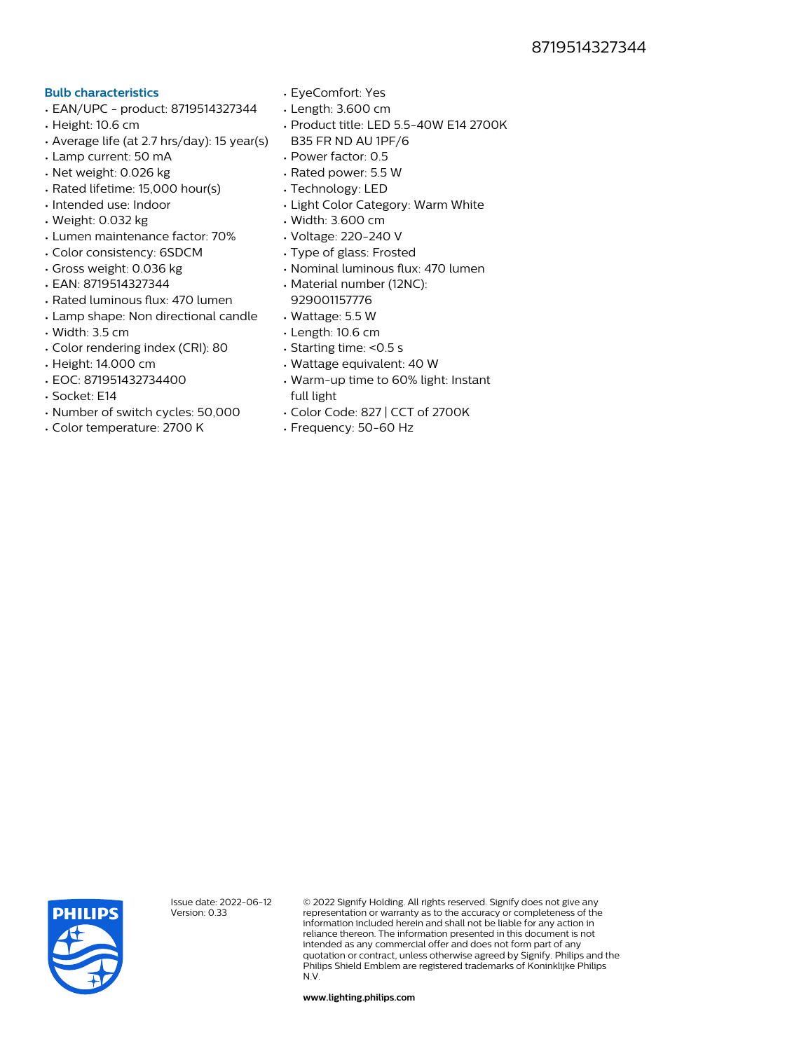## Bulb characteristics

- EAN/UPC - product: 8719514327344
- Height: 10.6 cm
- Average life (at 2.7 hrs/day): 15 year(s)
- Lamp current: 50 mA
- Net weight: 0.026 kg
- Rated lifetime: 15,000 hour(s)
- Intended use: Indoor
- Weight: 0.032 kg
- Lumen maintenance factor: 70%
- Color consistency: 6SDCM
- Gross weight: 0.036 kg
- EAN: 8719514327344
- Rated luminous flux: 470 lumen
- Lamp shape: Non directional candle
- Width: 3.5 cm
- Color rendering index (CRI): 80
- Height: 14.000 cm
- EOC: 871951432734400
- Socket: E14
- Number of switch cycles: 50,000
- Color temperature: 2700 K
- EyeComfort: Yes
- Length: 3.600 cm
- Product title: LED 5.5-40W E14 2700K B35 FR ND AU 1PF/6
- Power factor: 0.5
- Rated power: 5.5 W
- Technology: LED
- Light Color Category: Warm White
- Width: 3.600 cm
- Voltage: 220-240 V
- Type of glass: Frosted
- Nominal luminous flux: 470 lumen
- Material number (12NC): 929001157776
- Wattage: 5.5 W
- Length: 10.6 cm
- Starting time: <0.5 s
- Wattage equivalent: 40 W
- Warm-up time to 60% light: Instant full light
- Color Code: 827 | CCT of 2700K
- Frequency: 50-60 Hz

Issue date: 2022-06-12
Version: 0.33

© 2022 Signify Holding. All rights reserved. Signify does not give any representation or warranty as to the accuracy or completeness of the information included herein and shall not be liable for any action in reliance thereon. The information presented in this document is not intended as any commercial offer and does not form part of any quotation or contract, unless otherwise agreed by Signify. Philips and the Philips Shield Emblem are registered trademarks of Koninklijke Philips N.V.

**www.lighting.philips.com**